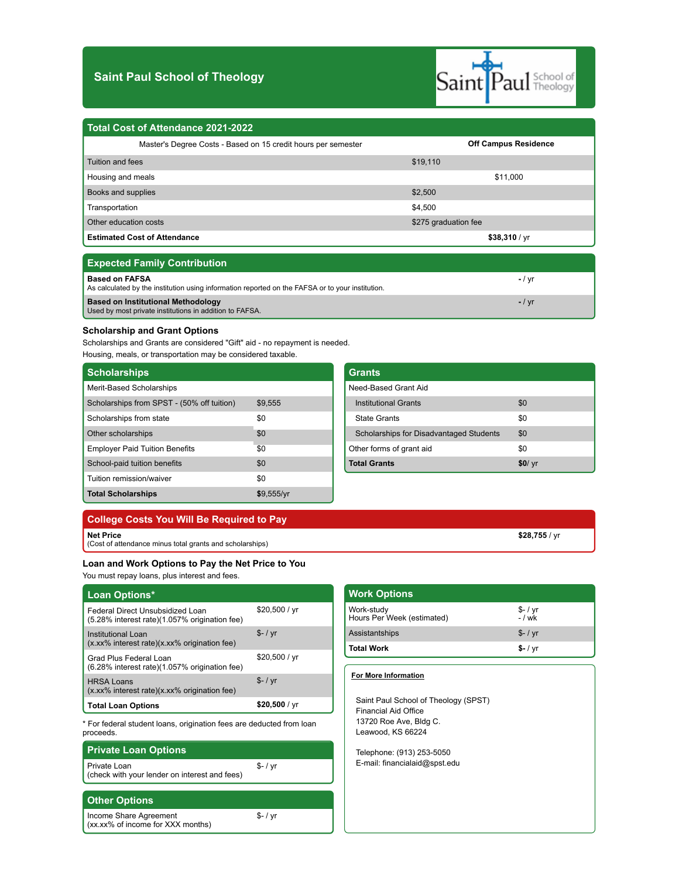# Saint Paul School of Theology

## Total Cost of Attendance 2021-2022

| Master's Degree Costs - Based on 15 credit hours per semester | | Off Campus Residence |
|---|---|---|
| Tuition and fees | $19,110 | |
| Housing and meals | | $11,000 |
| Books and supplies | $2,500 | |
| Transportation | $4,500 | |
| Other education costs | $275 graduation fee | |
| **Estimated Cost of Attendance** | | **$38,310** / yr |

## Expected Family Contribution

| | |
|---|---|
| **Based on FAFSA**<br>As calculated by the institution using information reported on the FAFSA or to your institution. | **-** / yr |
| **Based on Institutional Methodology**<br>Used by most private institutions in addition to FAFSA. | **-** / yr |

### Scholarship and Grant Options

Scholarships and Grants are considered "Gift" aid - no repayment is needed.
Housing, meals, or transportation may be considered taxable.

## Scholarships

| Merit-Based Scholarships | |
|---|---|
| Scholarships from SPST - (50% off tuition) | $9,555 |
| Scholarships from state | $0 |
| Other scholarships | $0 |
| Employer Paid Tuition Benefits | $0 |
| School-paid tuition benefits | $0 |
| Tuition remission/waiver | $0 |
| **Total Scholarships** | $9,555/yr |

## Grants

| Need-Based Grant Aid | |
|---|---|
| Institutional Grants | $0 |
| State Grants | $0 |
| Scholarships for Disadvantaged Students | $0 |
| Other forms of grant aid | $0 |
| **Total Grants** | **$0**/ yr |

## College Costs You Will Be Required to Pay

| | |
|---|---|
| **Net Price**<br>(Cost of attendance minus total grants and scholarships) | **$28,755** / yr |

### Loan and Work Options to Pay the Net Price to You

You must repay loans, plus interest and fees.

## Loan Options*

| | |
|---|---|
| Federal Direct Unsubsidized Loan<br>(5.28% interest rate)(1.057% origination fee) | $20,500 / yr |
| Institutional Loan<br>(x.xx% interest rate)(x.xx% origination fee) | $- / yr |
| Grad Plus Federal Loan<br>(6.28% interest rate)(1.057% origination fee) | $20,500 / yr |
| HRSA Loans<br>(x.xx% interest rate)(x.xx% origination fee) | $- / yr |
| **Total Loan Options** | **$20,500** / yr |

* For federal student loans, origination fees are deducted from loan proceeds.

## Private Loan Options

| | |
|---|---|
| Private Loan<br>(check with your lender on interest and fees) | $- / yr |

## Other Options

| | |
|---|---|
| Income Share Agreement<br>(xx.xx% of income for XXX months) | $- / yr |

## Work Options

| | |
|---|---|
| Work-study<br>Hours Per Week (estimated) | $- / yr<br>- / wk |
| Assistantships | $- / yr |
| **Total Work** | **$-** / yr |

**For More Information**

Saint Paul School of Theology (SPST)
Financial Aid Office
13720 Roe Ave, Bldg C.
Leawood, KS 66224

Telephone: (913) 253-5050
E-mail: financialaid@spst.edu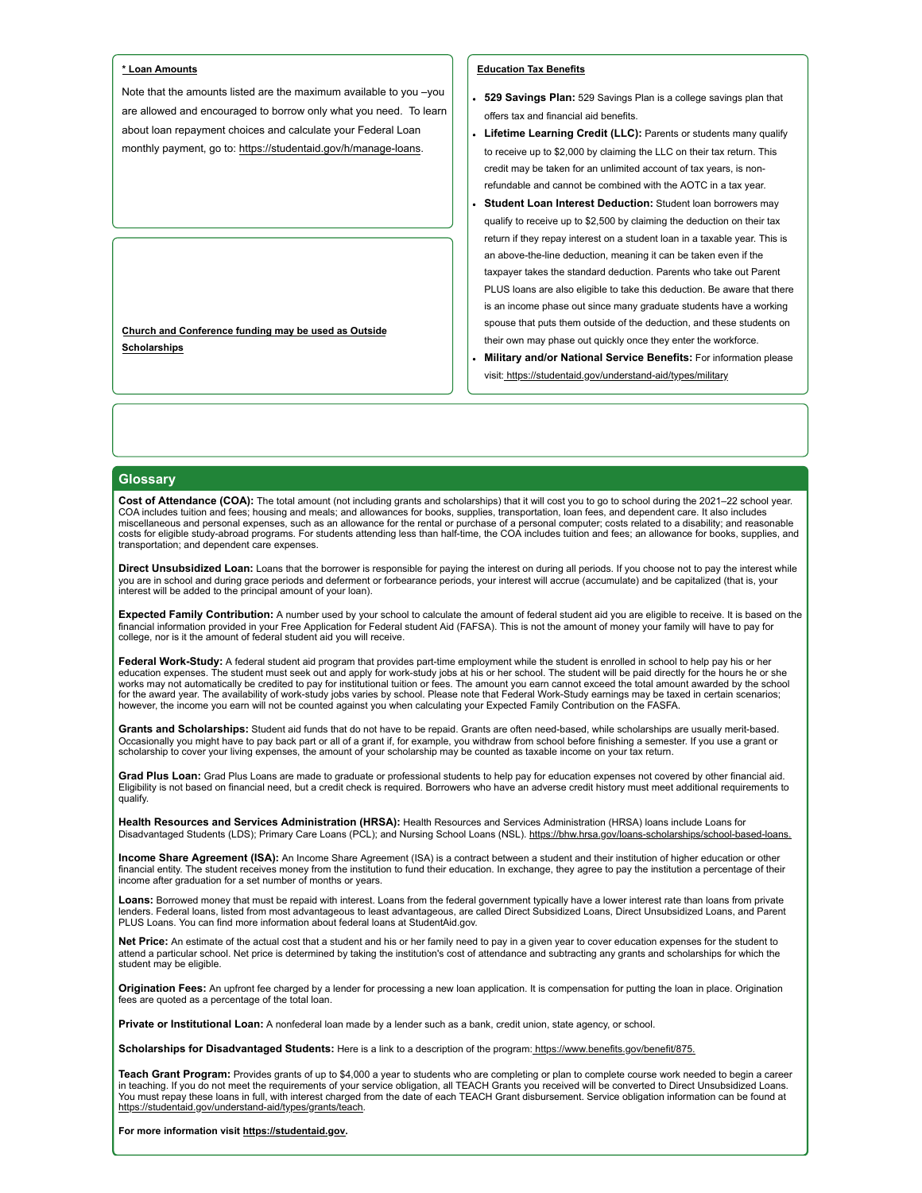**\* Loan Amounts**

Note that the amounts listed are the maximum available to you –you are allowed and encouraged to borrow only what you need. To learn about loan repayment choices and calculate your Federal Loan monthly payment, go to: https://studentaid.gov/h/manage-loans.

**Church and Conference funding may be used as Outside Scholarships**

**Education Tax Benefits**

- **529 Savings Plan:** 529 Savings Plan is a college savings plan that offers tax and financial aid benefits.
- **Lifetime Learning Credit (LLC):** Parents or students many qualify to receive up to $2,000 by claiming the LLC on their tax return. This credit may be taken for an unlimited account of tax years, is non-refundable and cannot be combined with the AOTC in a tax year.
- **Student Loan Interest Deduction:** Student loan borrowers may qualify to receive up to $2,500 by claiming the deduction on their tax return if they repay interest on a student loan in a taxable year. This is an above-the-line deduction, meaning it can be taken even if the taxpayer takes the standard deduction. Parents who take out Parent PLUS loans are also eligible to take this deduction. Be aware that there is an income phase out since many graduate students have a working spouse that puts them outside of the deduction, and these students on their own may phase out quickly once they enter the workforce.
- **Military and/or National Service Benefits:** For information please visit: https://studentaid.gov/understand-aid/types/military

## Glossary

**Cost of Attendance (COA):** The total amount (not including grants and scholarships) that it will cost you to go to school during the 2021–22 school year. COA includes tuition and fees; housing and meals; and allowances for books, supplies, transportation, loan fees, and dependent care. It also includes miscellaneous and personal expenses, such as an allowance for the rental or purchase of a personal computer; costs related to a disability; and reasonable costs for eligible study-abroad programs. For students attending less than half-time, the COA includes tuition and fees; an allowance for books, supplies, and transportation; and dependent care expenses.

**Direct Unsubsidized Loan:** Loans that the borrower is responsible for paying the interest on during all periods. If you choose not to pay the interest while you are in school and during grace periods and deferment or forbearance periods, your interest will accrue (accumulate) and be capitalized (that is, your interest will be added to the principal amount of your loan).

**Expected Family Contribution:** A number used by your school to calculate the amount of federal student aid you are eligible to receive. It is based on the financial information provided in your Free Application for Federal student Aid (FAFSA). This is not the amount of money your family will have to pay for college, nor is it the amount of federal student aid you will receive.

**Federal Work-Study:** A federal student aid program that provides part-time employment while the student is enrolled in school to help pay his or her education expenses. The student must seek out and apply for work-study jobs at his or her school. The student will be paid directly for the hours he or she works may not automatically be credited to pay for institutional tuition or fees. The amount you earn cannot exceed the total amount awarded by the school for the award year. The availability of work-study jobs varies by school. Please note that Federal Work-Study earnings may be taxed in certain scenarios; however, the income you earn will not be counted against you when calculating your Expected Family Contribution on the FASFA.

**Grants and Scholarships:** Student aid funds that do not have to be repaid. Grants are often need-based, while scholarships are usually merit-based. Occasionally you might have to pay back part or all of a grant if, for example, you withdraw from school before finishing a semester. If you use a grant or scholarship to cover your living expenses, the amount of your scholarship may be counted as taxable income on your tax return.

**Grad Plus Loan:** Grad Plus Loans are made to graduate or professional students to help pay for education expenses not covered by other financial aid. Eligibility is not based on financial need, but a credit check is required. Borrowers who have an adverse credit history must meet additional requirements to qualify.

**Health Resources and Services Administration (HRSA):** Health Resources and Services Administration (HRSA) loans include Loans for Disadvantaged Students (LDS); Primary Care Loans (PCL); and Nursing School Loans (NSL). https://bhw.hrsa.gov/loans-scholarships/school-based-loans.

**Income Share Agreement (ISA):** An Income Share Agreement (ISA) is a contract between a student and their institution of higher education or other financial entity. The student receives money from the institution to fund their education. In exchange, they agree to pay the institution a percentage of their income after graduation for a set number of months or years.

**Loans:** Borrowed money that must be repaid with interest. Loans from the federal government typically have a lower interest rate than loans from private lenders. Federal loans, listed from most advantageous to least advantageous, are called Direct Subsidized Loans, Direct Unsubsidized Loans, and Parent PLUS Loans. You can find more information about federal loans at StudentAid.gov.

**Net Price:** An estimate of the actual cost that a student and his or her family need to pay in a given year to cover education expenses for the student to attend a particular school. Net price is determined by taking the institution's cost of attendance and subtracting any grants and scholarships for which the student may be eligible.

**Origination Fees:** An upfront fee charged by a lender for processing a new loan application. It is compensation for putting the loan in place. Origination fees are quoted as a percentage of the total loan.

**Private or Institutional Loan:** A nonfederal loan made by a lender such as a bank, credit union, state agency, or school.

**Scholarships for Disadvantaged Students:** Here is a link to a description of the program: https://www.benefits.gov/benefit/875.

**Teach Grant Program:** Provides grants of up to $4,000 a year to students who are completing or plan to complete course work needed to begin a career in teaching. If you do not meet the requirements of your service obligation, all TEACH Grants you received will be converted to Direct Unsubsidized Loans. You must repay these loans in full, with interest charged from the date of each TEACH Grant disbursement. Service obligation information can be found at https://studentaid.gov/understand-aid/types/grants/teach.

**For more information visit https://studentaid.gov.**